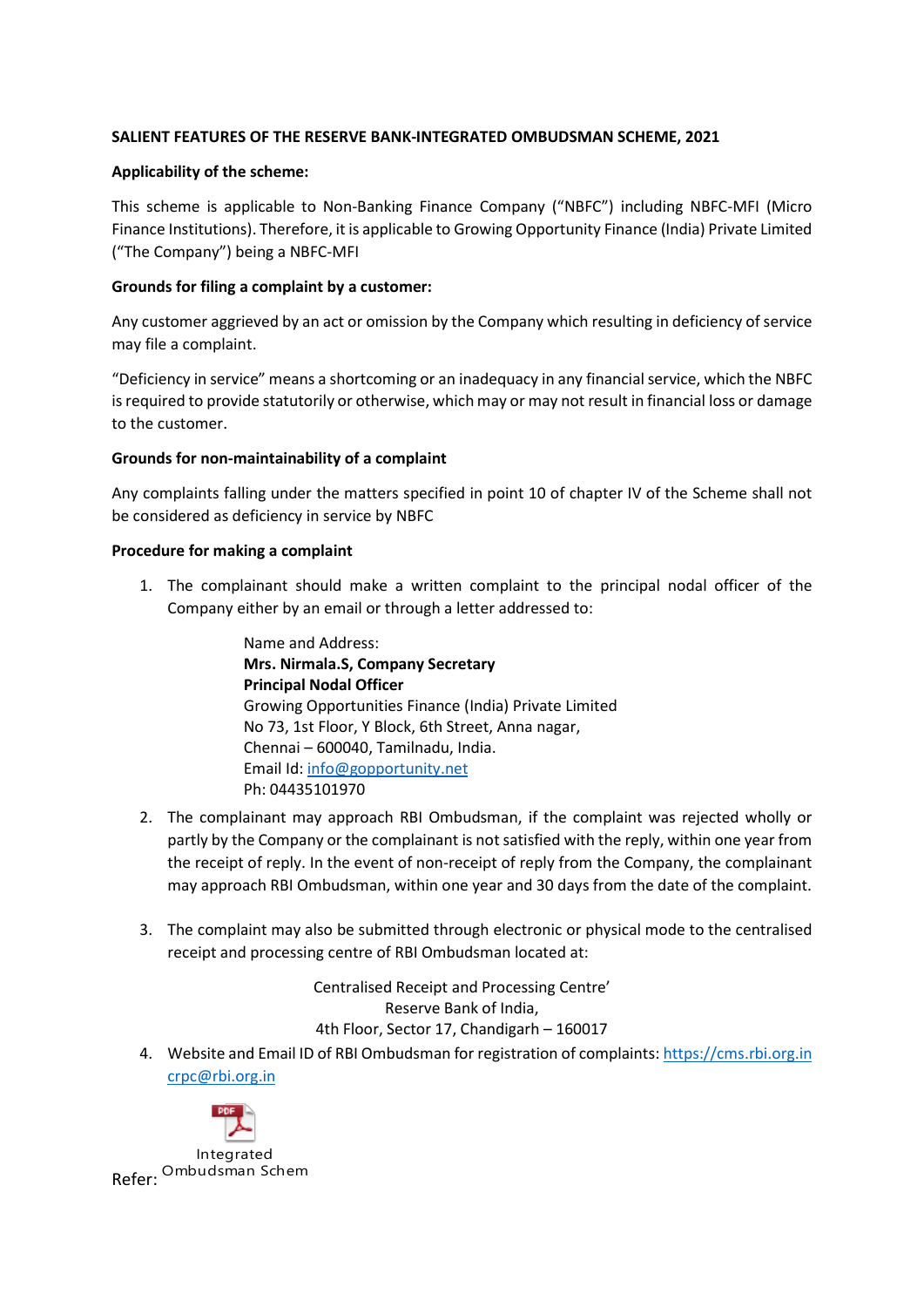# SALIENT FEATURES OF THE RESERVE BANK-INTEGRATED OMBUDSMAN SCHEME, 2021

**Applicability of the scheme:**

This scheme is applicable to Non-Banking Finance Company ("NBFC") including NBFC-MFI (Micro Finance Institutions). Therefore, it is applicable to Growing Opportunity Finance (India) Private Limited ("The Company") being a NBFC-MFI

**Grounds for filing a complaint by a customer:**

Any customer aggrieved by an act or omission by the Company which resulting in deficiency of service may file a complaint.

"Deficiency in service" means a shortcoming or an inadequacy in any financial service, which the NBFC is required to provide statutorily or otherwise, which may or may not result in financial loss or damage to the customer.

**Grounds for non-maintainability of a complaint**

Any complaints falling under the matters specified in point 10 of chapter IV of the Scheme shall not be considered as deficiency in service by NBFC

**Procedure for making a complaint**

1. The complainant should make a written complaint to the principal nodal officer of the Company either by an email or through a letter addressed to:

   Name and Address:
   **Mrs. Nirmala.S, Company Secretary**
   **Principal Nodal Officer**
   Growing Opportunities Finance (India) Private Limited
   No 73, 1st Floor, Y Block, 6th Street, Anna nagar,
   Chennai – 600040, Tamilnadu, India.
   Email Id: info@gopportunity.net
   Ph: 04435101970

2. The complainant may approach RBI Ombudsman, if the complaint was rejected wholly or partly by the Company or the complainant is not satisfied with the reply, within one year from the receipt of reply. In the event of non-receipt of reply from the Company, the complainant may approach RBI Ombudsman, within one year and 30 days from the date of the complaint.

3. The complaint may also be submitted through electronic or physical mode to the centralised receipt and processing centre of RBI Ombudsman located at:

   Centralised Receipt and Processing Centre'
   Reserve Bank of India,
   4th Floor, Sector 17, Chandigarh – 160017

4. Website and Email ID of RBI Ombudsman for registration of complaints: https://cms.rbi.org.in crpc@rbi.org.in

Refer: Integrated Ombudsman Schem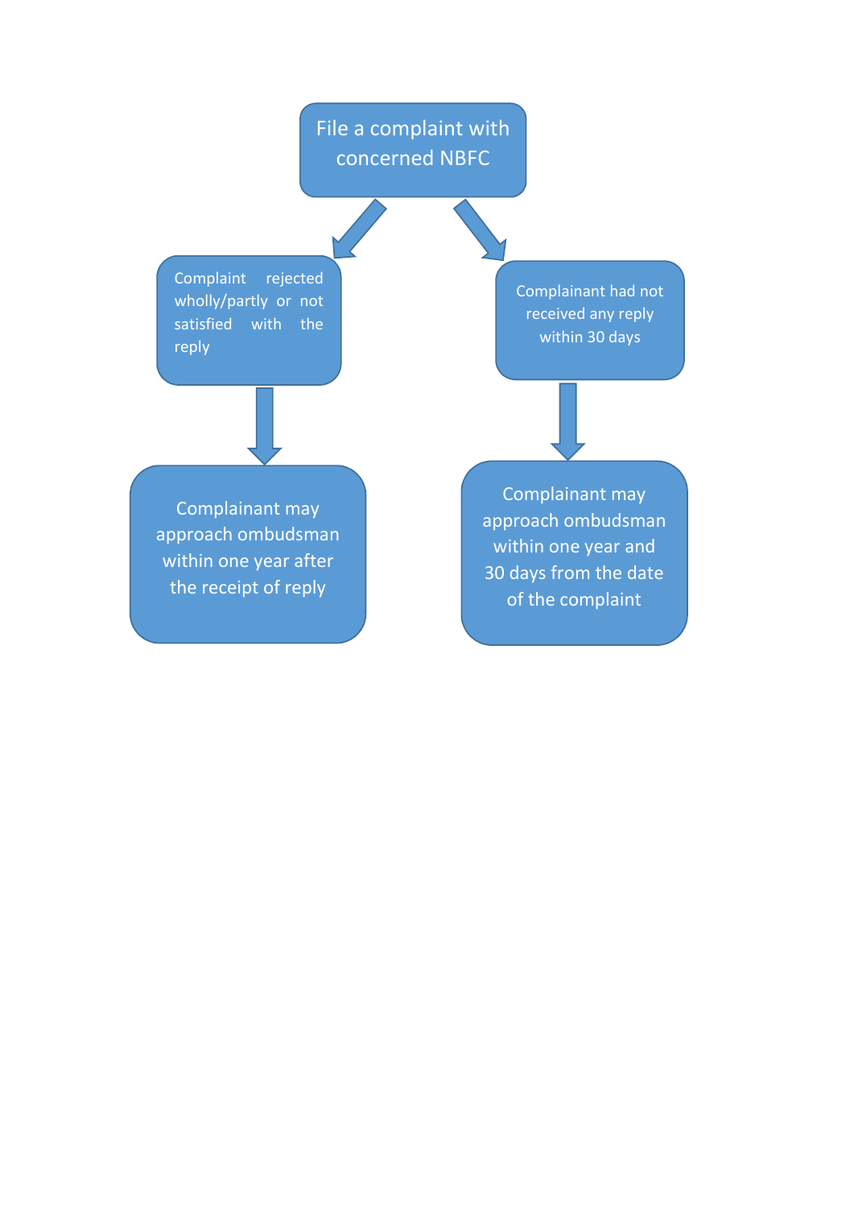File a complaint with concerned NBFC

Complaint rejected wholly/partly or not satisfied with the reply

Complainant had not received any reply within 30 days

Complainant may approach ombudsman within one year after the receipt of reply

Complainant may approach ombudsman within one year and 30 days from the date of the complaint